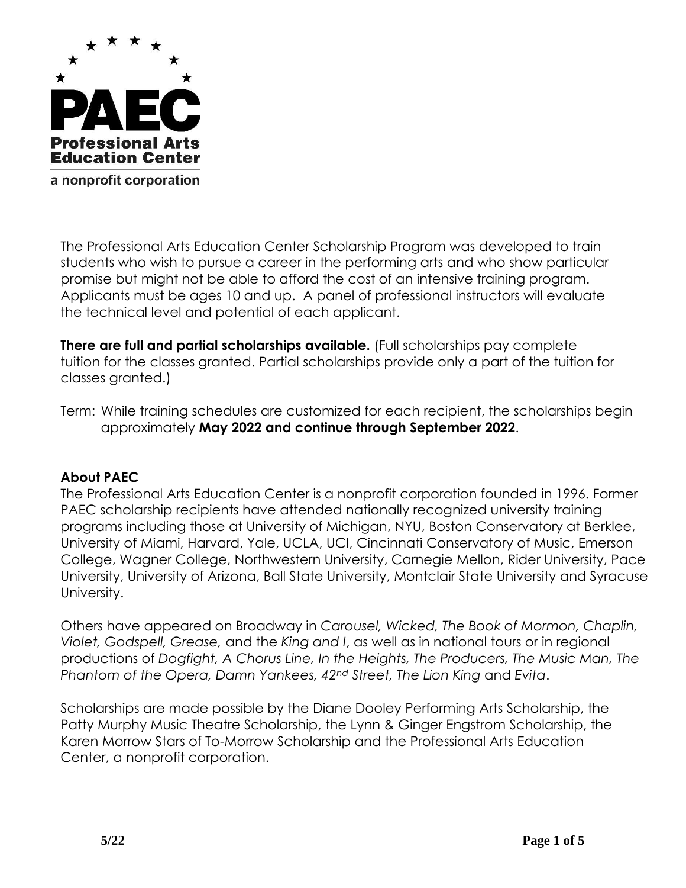# PAEC

**Professional Arts Education Center**

a nonprofit corporation

The Professional Arts Education Center Scholarship Program was developed to train students who wish to pursue a career in the performing arts and who show particular promise but might not be able to afford the cost of an intensive training program. Applicants must be ages 10 and up. A panel of professional instructors will evaluate the technical level and potential of each applicant.

**There are full and partial scholarships available.** (Full scholarships pay complete tuition for the classes granted. Partial scholarships provide only a part of the tuition for classes granted.)

Term: While training schedules are customized for each recipient, the scholarships begin approximately **May 2022 and continue through September 2022**.

## About PAEC

The Professional Arts Education Center is a nonprofit corporation founded in 1996. Former PAEC scholarship recipients have attended nationally recognized university training programs including those at University of Michigan, NYU, Boston Conservatory at Berklee, University of Miami, Harvard, Yale, UCLA, UCI, Cincinnati Conservatory of Music, Emerson College, Wagner College, Northwestern University, Carnegie Mellon, Rider University, Pace University, University of Arizona, Ball State University, Montclair State University and Syracuse University.

Others have appeared on Broadway in *Carousel, Wicked, The Book of Mormon, Chaplin, Violet, Godspell, Grease,* and the *King and I*, as well as in national tours or in regional productions of *Dogfight, A Chorus Line, In the Heights, The Producers, The Music Man, The Phantom of the Opera, Damn Yankees, 42nd Street, The Lion King* and *Evita*.

Scholarships are made possible by the Diane Dooley Performing Arts Scholarship, the Patty Murphy Music Theatre Scholarship, the Lynn & Ginger Engstrom Scholarship, the Karen Morrow Stars of To-Morrow Scholarship and the Professional Arts Education Center, a nonprofit corporation.

5/22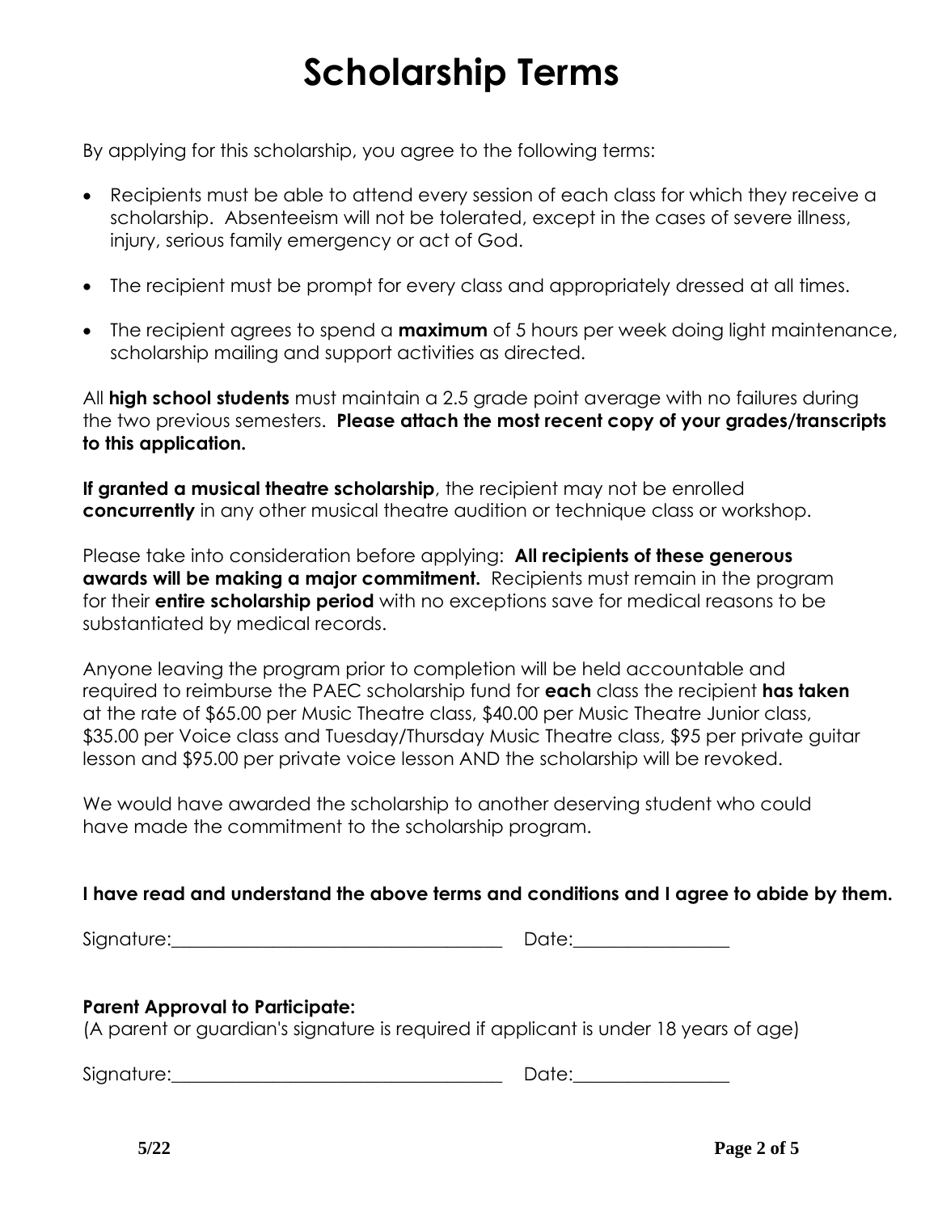# Scholarship Terms

By applying for this scholarship, you agree to the following terms:

- Recipients must be able to attend every session of each class for which they receive a scholarship. Absenteeism will not be tolerated, except in the cases of severe illness, injury, serious family emergency or act of God.
- The recipient must be prompt for every class and appropriately dressed at all times.
- The recipient agrees to spend a **maximum** of 5 hours per week doing light maintenance, scholarship mailing and support activities as directed.

All **high school students** must maintain a 2.5 grade point average with no failures during the two previous semesters. **Please attach the most recent copy of your grades/transcripts to this application.**

**If granted a musical theatre scholarship**, the recipient may not be enrolled **concurrently** in any other musical theatre audition or technique class or workshop.

Please take into consideration before applying: **All recipients of these generous awards will be making a major commitment.** Recipients must remain in the program for their **entire scholarship period** with no exceptions save for medical reasons to be substantiated by medical records.

Anyone leaving the program prior to completion will be held accountable and required to reimburse the PAEC scholarship fund for **each** class the recipient **has taken** at the rate of $65.00 per Music Theatre class, $40.00 per Music Theatre Junior class, $35.00 per Voice class and Tuesday/Thursday Music Theatre class, $95 per private guitar lesson and $95.00 per private voice lesson AND the scholarship will be revoked.

We would have awarded the scholarship to another deserving student who could have made the commitment to the scholarship program.

**I have read and understand the above terms and conditions and I agree to abide by them.**

Signature:____________________________________ Date:________________

**Parent Approval to Participate:**
(A parent or guardian's signature is required if applicant is under 18 years of age)

Signature:____________________________________ Date:________________

5/22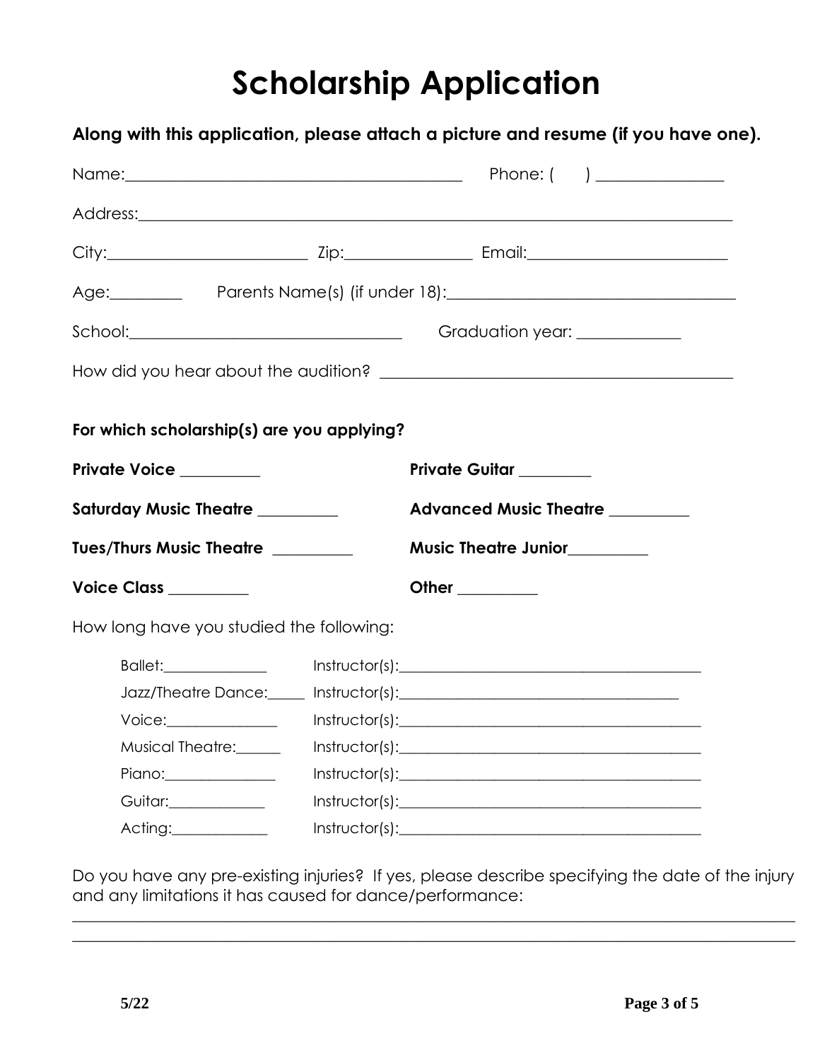# Scholarship Application

**Along with this application, please attach a picture and resume (if you have one).**

Name:_________________________________________ Phone: (     ) _______________

Address:___________________________________________________________________________

City:________________________ Zip:_______________ Email:________________________

Age:_________ Parents Name(s) (if under 18):___________________________________

School:________________________________ Graduation year: ____________

How did you hear about the audition? __________________________________________

**For which scholarship(s) are you applying?**

**Private Voice** _________

**Private Guitar** ________

**Saturday Music Theatre** _________

**Advanced Music Theatre** _________

**Tues/Thurs Music Theatre** _________

**Music Theatre Junior**_________

**Voice Class** _________

**Other** _________

How long have you studied the following:

Ballet:_____________ Instructor(s):_______________________________________

Jazz/Theatre Dance:_____ Instructor(s):___________________________________

Voice:______________ Instructor(s):_______________________________________

Musical Theatre:______ Instructor(s):_____________________________________

Piano:______________ Instructor(s):_______________________________________

Guitar:____________ Instructor(s):________________________________________

Acting:____________ Instructor(s):________________________________________

Do you have any pre-existing injuries? If yes, please describe specifying the date of the injury and any limitations it has caused for dance/performance:

______________________________________________________________________________________

______________________________________________________________________________________

5/22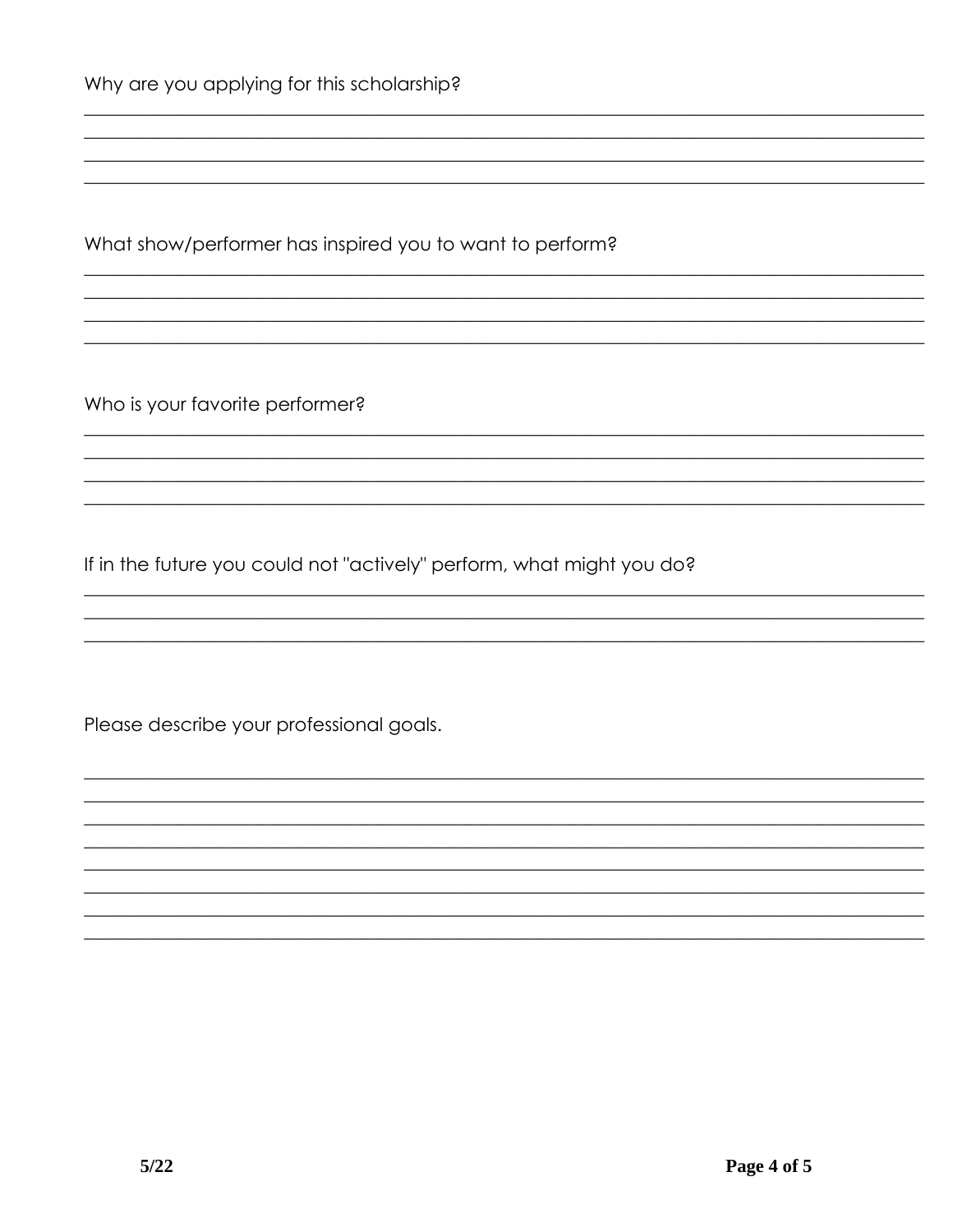Why are you applying for this scholarship?

\_\_\_\_\_\_\_\_\_\_\_\_\_\_\_\_\_\_\_\_\_\_\_\_\_\_\_\_\_\_\_\_\_\_\_\_\_\_\_\_\_\_\_\_\_\_\_\_\_\_\_\_\_\_\_\_\_\_\_\_\_\_\_\_\_\_\_\_\_\_\_\_\_\_\_\_\_\_

\_\_\_\_\_\_\_\_\_\_\_\_\_\_\_\_\_\_\_\_\_\_\_\_\_\_\_\_\_\_\_\_\_\_\_\_\_\_\_\_\_\_\_\_\_\_\_\_\_\_\_\_\_\_\_\_\_\_\_\_\_\_\_\_\_\_\_\_\_\_\_\_\_\_\_\_\_\_

\_\_\_\_\_\_\_\_\_\_\_\_\_\_\_\_\_\_\_\_\_\_\_\_\_\_\_\_\_\_\_\_\_\_\_\_\_\_\_\_\_\_\_\_\_\_\_\_\_\_\_\_\_\_\_\_\_\_\_\_\_\_\_\_\_\_\_\_\_\_\_\_\_\_\_\_\_\_

\_\_\_\_\_\_\_\_\_\_\_\_\_\_\_\_\_\_\_\_\_\_\_\_\_\_\_\_\_\_\_\_\_\_\_\_\_\_\_\_\_\_\_\_\_\_\_\_\_\_\_\_\_\_\_\_\_\_\_\_\_\_\_\_\_\_\_\_\_\_\_\_\_\_\_\_\_\_

What show/performer has inspired you to want to perform?

\_\_\_\_\_\_\_\_\_\_\_\_\_\_\_\_\_\_\_\_\_\_\_\_\_\_\_\_\_\_\_\_\_\_\_\_\_\_\_\_\_\_\_\_\_\_\_\_\_\_\_\_\_\_\_\_\_\_\_\_\_\_\_\_\_\_\_\_\_\_\_\_\_\_\_\_\_\_

\_\_\_\_\_\_\_\_\_\_\_\_\_\_\_\_\_\_\_\_\_\_\_\_\_\_\_\_\_\_\_\_\_\_\_\_\_\_\_\_\_\_\_\_\_\_\_\_\_\_\_\_\_\_\_\_\_\_\_\_\_\_\_\_\_\_\_\_\_\_\_\_\_\_\_\_\_\_

\_\_\_\_\_\_\_\_\_\_\_\_\_\_\_\_\_\_\_\_\_\_\_\_\_\_\_\_\_\_\_\_\_\_\_\_\_\_\_\_\_\_\_\_\_\_\_\_\_\_\_\_\_\_\_\_\_\_\_\_\_\_\_\_\_\_\_\_\_\_\_\_\_\_\_\_\_\_

\_\_\_\_\_\_\_\_\_\_\_\_\_\_\_\_\_\_\_\_\_\_\_\_\_\_\_\_\_\_\_\_\_\_\_\_\_\_\_\_\_\_\_\_\_\_\_\_\_\_\_\_\_\_\_\_\_\_\_\_\_\_\_\_\_\_\_\_\_\_\_\_\_\_\_\_\_\_

Who is your favorite performer?

\_\_\_\_\_\_\_\_\_\_\_\_\_\_\_\_\_\_\_\_\_\_\_\_\_\_\_\_\_\_\_\_\_\_\_\_\_\_\_\_\_\_\_\_\_\_\_\_\_\_\_\_\_\_\_\_\_\_\_\_\_\_\_\_\_\_\_\_\_\_\_\_\_\_\_\_\_\_

\_\_\_\_\_\_\_\_\_\_\_\_\_\_\_\_\_\_\_\_\_\_\_\_\_\_\_\_\_\_\_\_\_\_\_\_\_\_\_\_\_\_\_\_\_\_\_\_\_\_\_\_\_\_\_\_\_\_\_\_\_\_\_\_\_\_\_\_\_\_\_\_\_\_\_\_\_\_

\_\_\_\_\_\_\_\_\_\_\_\_\_\_\_\_\_\_\_\_\_\_\_\_\_\_\_\_\_\_\_\_\_\_\_\_\_\_\_\_\_\_\_\_\_\_\_\_\_\_\_\_\_\_\_\_\_\_\_\_\_\_\_\_\_\_\_\_\_\_\_\_\_\_\_\_\_\_

\_\_\_\_\_\_\_\_\_\_\_\_\_\_\_\_\_\_\_\_\_\_\_\_\_\_\_\_\_\_\_\_\_\_\_\_\_\_\_\_\_\_\_\_\_\_\_\_\_\_\_\_\_\_\_\_\_\_\_\_\_\_\_\_\_\_\_\_\_\_\_\_\_\_\_\_\_\_

If in the future you could not "actively" perform, what might you do?

\_\_\_\_\_\_\_\_\_\_\_\_\_\_\_\_\_\_\_\_\_\_\_\_\_\_\_\_\_\_\_\_\_\_\_\_\_\_\_\_\_\_\_\_\_\_\_\_\_\_\_\_\_\_\_\_\_\_\_\_\_\_\_\_\_\_\_\_\_\_\_\_\_\_\_\_\_\_

\_\_\_\_\_\_\_\_\_\_\_\_\_\_\_\_\_\_\_\_\_\_\_\_\_\_\_\_\_\_\_\_\_\_\_\_\_\_\_\_\_\_\_\_\_\_\_\_\_\_\_\_\_\_\_\_\_\_\_\_\_\_\_\_\_\_\_\_\_\_\_\_\_\_\_\_\_\_

\_\_\_\_\_\_\_\_\_\_\_\_\_\_\_\_\_\_\_\_\_\_\_\_\_\_\_\_\_\_\_\_\_\_\_\_\_\_\_\_\_\_\_\_\_\_\_\_\_\_\_\_\_\_\_\_\_\_\_\_\_\_\_\_\_\_\_\_\_\_\_\_\_\_\_\_\_\_

Please describe your professional goals.

\_\_\_\_\_\_\_\_\_\_\_\_\_\_\_\_\_\_\_\_\_\_\_\_\_\_\_\_\_\_\_\_\_\_\_\_\_\_\_\_\_\_\_\_\_\_\_\_\_\_\_\_\_\_\_\_\_\_\_\_\_\_\_\_\_\_\_\_\_\_\_\_\_\_\_\_\_\_

\_\_\_\_\_\_\_\_\_\_\_\_\_\_\_\_\_\_\_\_\_\_\_\_\_\_\_\_\_\_\_\_\_\_\_\_\_\_\_\_\_\_\_\_\_\_\_\_\_\_\_\_\_\_\_\_\_\_\_\_\_\_\_\_\_\_\_\_\_\_\_\_\_\_\_\_\_\_

\_\_\_\_\_\_\_\_\_\_\_\_\_\_\_\_\_\_\_\_\_\_\_\_\_\_\_\_\_\_\_\_\_\_\_\_\_\_\_\_\_\_\_\_\_\_\_\_\_\_\_\_\_\_\_\_\_\_\_\_\_\_\_\_\_\_\_\_\_\_\_\_\_\_\_\_\_\_

\_\_\_\_\_\_\_\_\_\_\_\_\_\_\_\_\_\_\_\_\_\_\_\_\_\_\_\_\_\_\_\_\_\_\_\_\_\_\_\_\_\_\_\_\_\_\_\_\_\_\_\_\_\_\_\_\_\_\_\_\_\_\_\_\_\_\_\_\_\_\_\_\_\_\_\_\_\_

\_\_\_\_\_\_\_\_\_\_\_\_\_\_\_\_\_\_\_\_\_\_\_\_\_\_\_\_\_\_\_\_\_\_\_\_\_\_\_\_\_\_\_\_\_\_\_\_\_\_\_\_\_\_\_\_\_\_\_\_\_\_\_\_\_\_\_\_\_\_\_\_\_\_\_\_\_\_

\_\_\_\_\_\_\_\_\_\_\_\_\_\_\_\_\_\_\_\_\_\_\_\_\_\_\_\_\_\_\_\_\_\_\_\_\_\_\_\_\_\_\_\_\_\_\_\_\_\_\_\_\_\_\_\_\_\_\_\_\_\_\_\_\_\_\_\_\_\_\_\_\_\_\_\_\_\_

\_\_\_\_\_\_\_\_\_\_\_\_\_\_\_\_\_\_\_\_\_\_\_\_\_\_\_\_\_\_\_\_\_\_\_\_\_\_\_\_\_\_\_\_\_\_\_\_\_\_\_\_\_\_\_\_\_\_\_\_\_\_\_\_\_\_\_\_\_\_\_\_\_\_\_\_\_\_

\_\_\_\_\_\_\_\_\_\_\_\_\_\_\_\_\_\_\_\_\_\_\_\_\_\_\_\_\_\_\_\_\_\_\_\_\_\_\_\_\_\_\_\_\_\_\_\_\_\_\_\_\_\_\_\_\_\_\_\_\_\_\_\_\_\_\_\_\_\_\_\_\_\_\_\_\_\_

5/22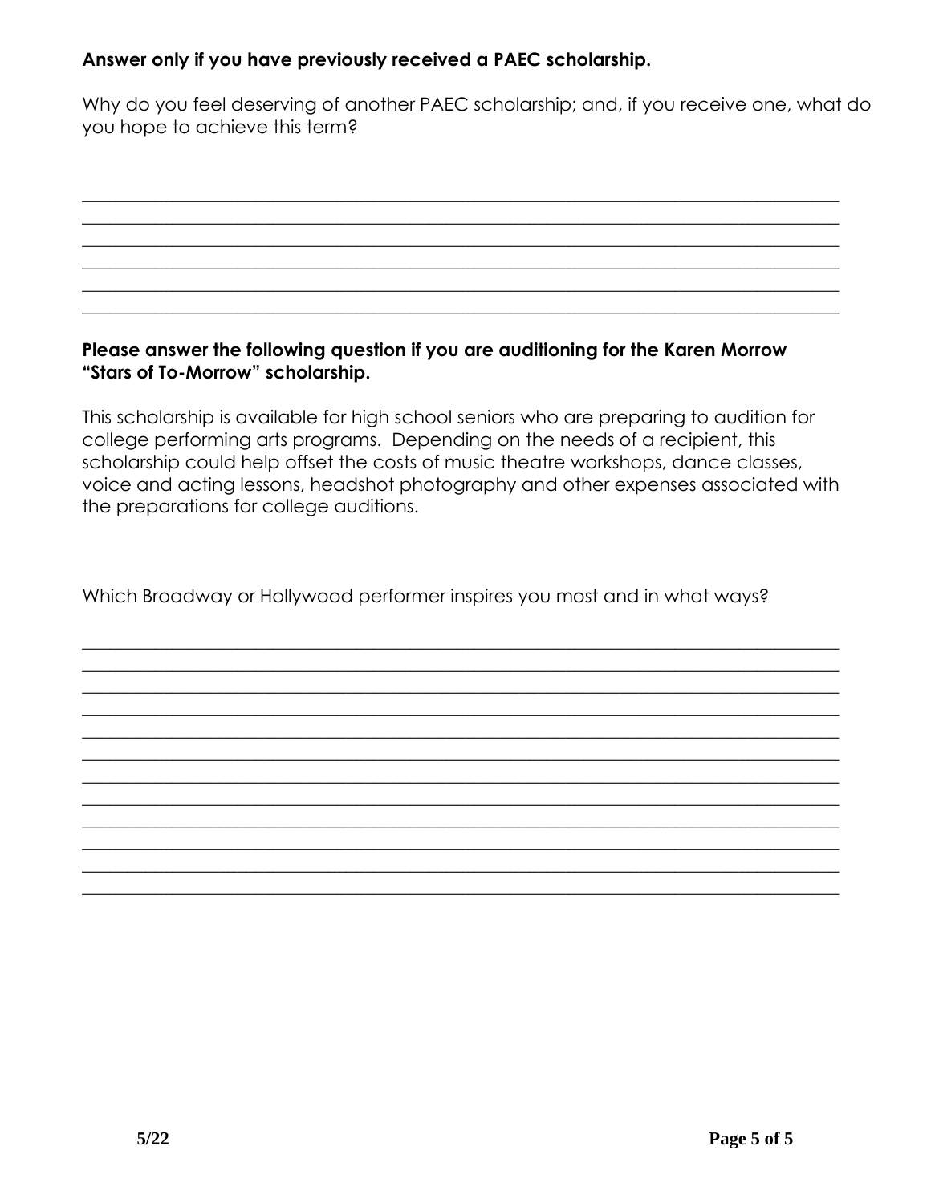**Answer only if you have previously received a PAEC scholarship.**

Why do you feel deserving of another PAEC scholarship; and, if you receive one, what do you hope to achieve this term?

______________________________________________________________________________
______________________________________________________________________________
______________________________________________________________________________
______________________________________________________________________________
______________________________________________________________________________
______________________________________________________________________________

**Please answer the following question if you are auditioning for the Karen Morrow "Stars of To-Morrow" scholarship.**

This scholarship is available for high school seniors who are preparing to audition for college performing arts programs. Depending on the needs of a recipient, this scholarship could help offset the costs of music theatre workshops, dance classes, voice and acting lessons, headshot photography and other expenses associated with the preparations for college auditions.

Which Broadway or Hollywood performer inspires you most and in what ways?

______________________________________________________________________________
______________________________________________________________________________
______________________________________________________________________________
______________________________________________________________________________
______________________________________________________________________________
______________________________________________________________________________
______________________________________________________________________________
______________________________________________________________________________
______________________________________________________________________________
______________________________________________________________________________
______________________________________________________________________________
______________________________________________________________________________

5/22